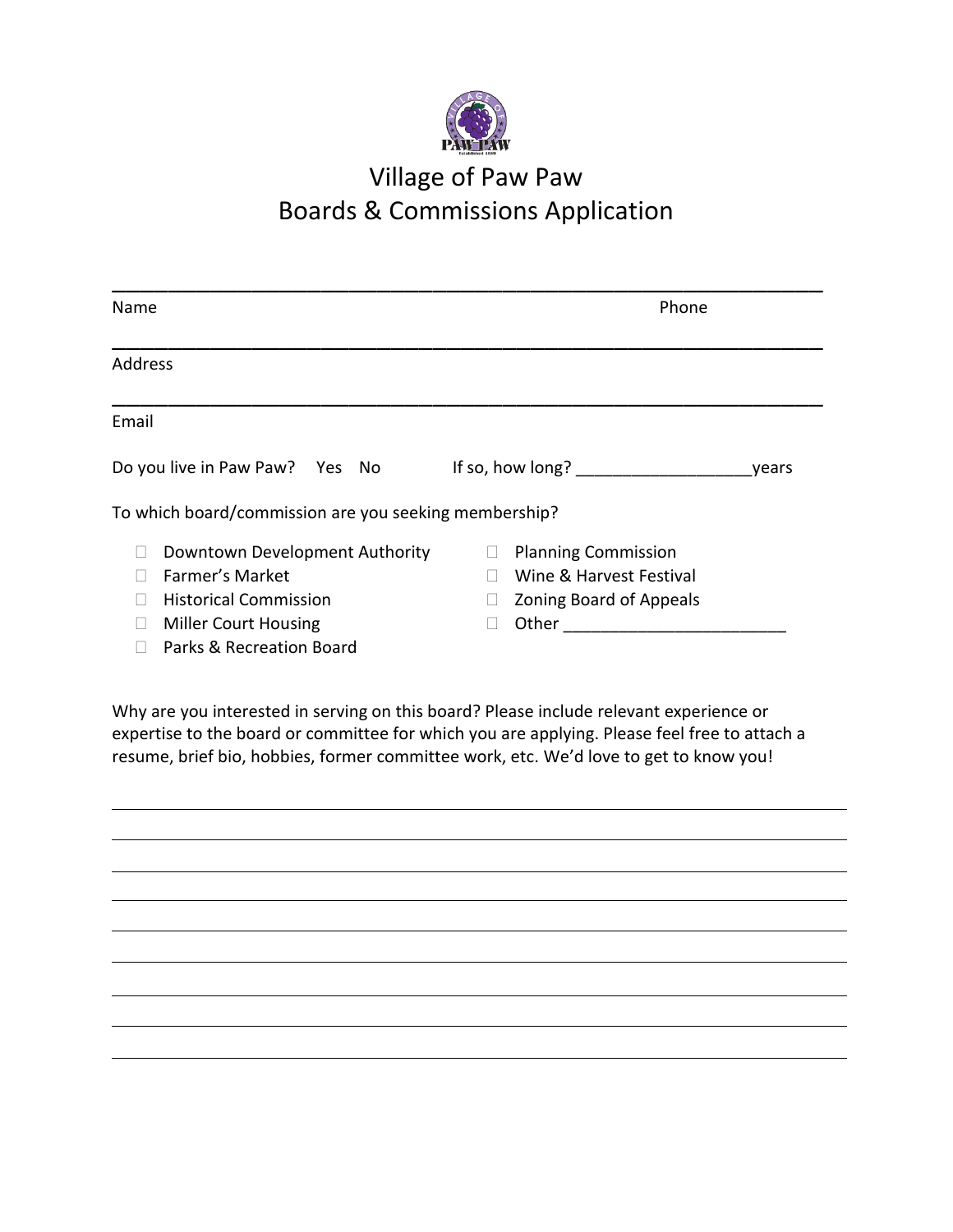# Village of Paw Paw
## Boards & Commissions Application

______________________________________________________________________

Name Phone

______________________________________________________________________

Address

______________________________________________________________________

Email

Do you live in Paw Paw? Yes No If so, how long? __________________years

To which board/commission are you seeking membership?

- ☐ Downtown Development Authority
- ☐ Farmer's Market
- ☐ Historical Commission
- ☐ Miller Court Housing
- ☐ Parks & Recreation Board
- ☐ Planning Commission
- ☐ Wine & Harvest Festival
- ☐ Zoning Board of Appeals
- ☐ Other ________________________

Why are you interested in serving on this board? Please include relevant experience or expertise to the board or committee for which you are applying. Please feel free to attach a resume, brief bio, hobbies, former committee work, etc. We'd love to get to know you!

______________________________________________________________________

______________________________________________________________________

______________________________________________________________________

______________________________________________________________________

______________________________________________________________________

______________________________________________________________________

______________________________________________________________________

______________________________________________________________________

______________________________________________________________________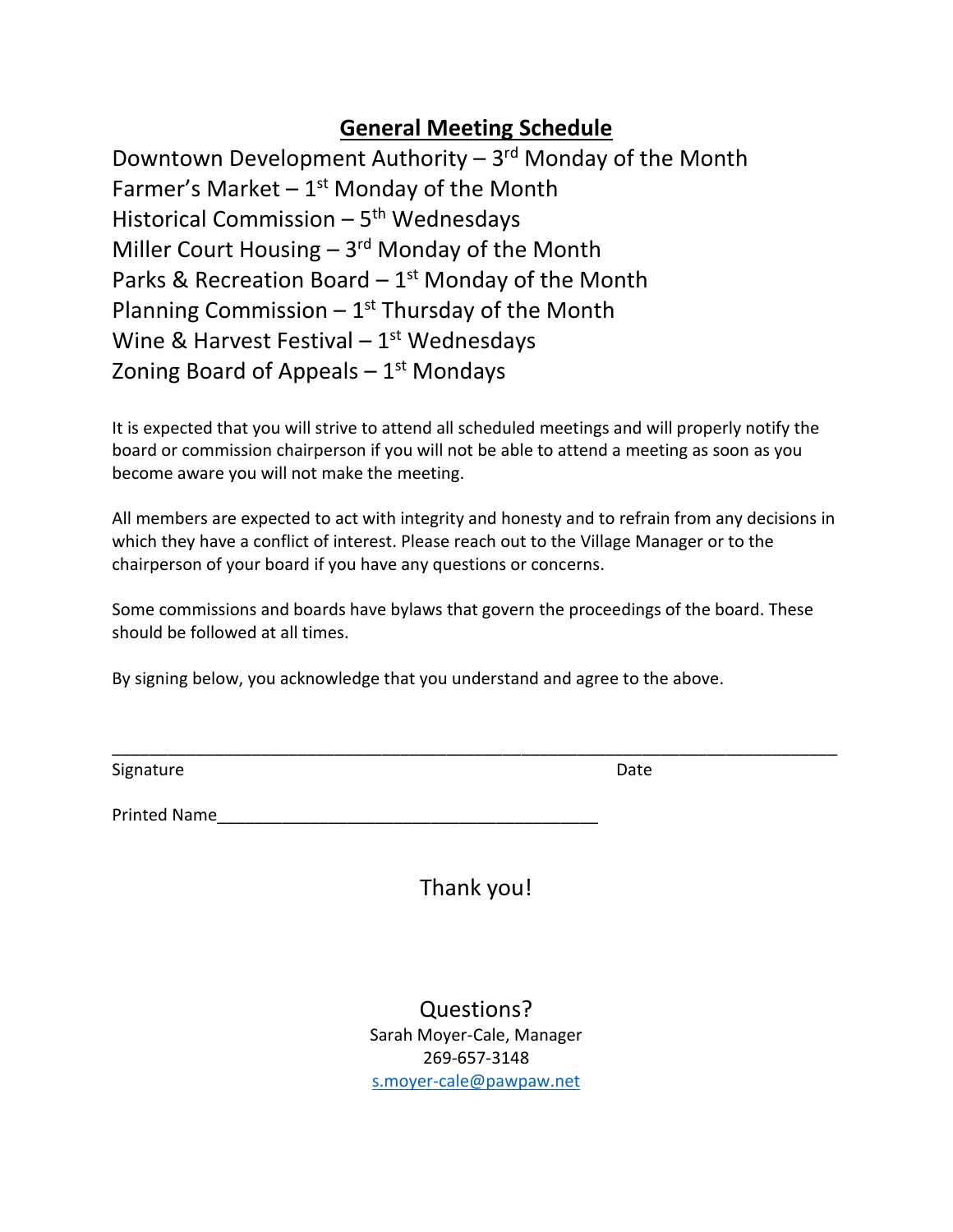## General Meeting Schedule

Downtown Development Authority – 3rd Monday of the Month
Farmer's Market – 1st Monday of the Month
Historical Commission – 5th Wednesdays
Miller Court Housing – 3rd Monday of the Month
Parks & Recreation Board – 1st Monday of the Month
Planning Commission – 1st Thursday of the Month
Wine & Harvest Festival – 1st Wednesdays
Zoning Board of Appeals – 1st Mondays

It is expected that you will strive to attend all scheduled meetings and will properly notify the board or commission chairperson if you will not be able to attend a meeting as soon as you become aware you will not make the meeting.

All members are expected to act with integrity and honesty and to refrain from any decisions in which they have a conflict of interest. Please reach out to the Village Manager or to the chairperson of your board if you have any questions or concerns.

Some commissions and boards have bylaws that govern the proceedings of the board. These should be followed at all times.

By signing below, you acknowledge that you understand and agree to the above.

\_\_\_\_\_\_\_\_\_\_\_\_\_\_\_\_\_\_\_\_\_\_\_\_\_\_\_\_\_\_\_\_\_\_\_\_\_\_\_\_\_\_\_\_\_\_\_\_\_\_\_\_\_\_\_\_\_\_\_\_\_\_\_\_\_\_\_\_\_\_\_\_\_\_\_\_
Signature Date

Printed Name\_\_\_\_\_\_\_\_\_\_\_\_\_\_\_\_\_\_\_\_\_\_\_\_\_\_\_\_\_\_\_\_\_\_\_\_\_\_\_\_\_

Thank you!

Questions?
Sarah Moyer-Cale, Manager
269-657-3148
s.moyer-cale@pawpaw.net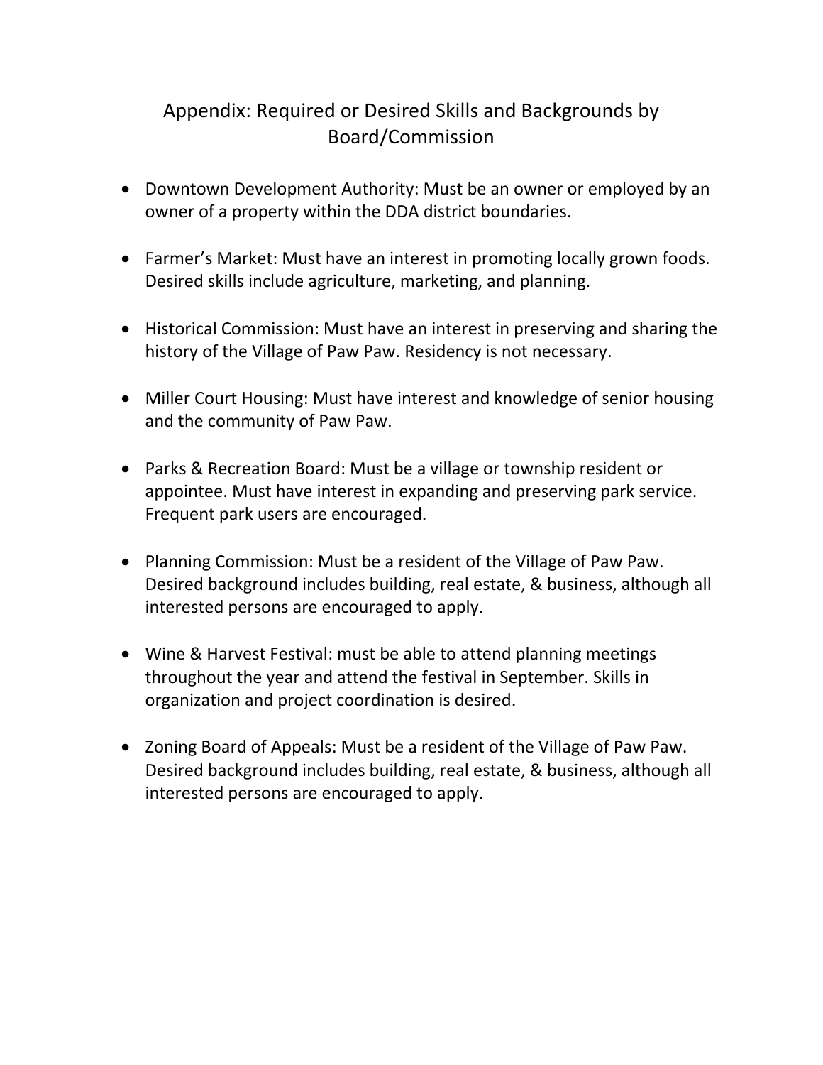# Appendix: Required or Desired Skills and Backgrounds by Board/Commission

- Downtown Development Authority: Must be an owner or employed by an owner of a property within the DDA district boundaries.

- Farmer's Market: Must have an interest in promoting locally grown foods. Desired skills include agriculture, marketing, and planning.

- Historical Commission: Must have an interest in preserving and sharing the history of the Village of Paw Paw. Residency is not necessary.

- Miller Court Housing: Must have interest and knowledge of senior housing and the community of Paw Paw.

- Parks & Recreation Board: Must be a village or township resident or appointee. Must have interest in expanding and preserving park service. Frequent park users are encouraged.

- Planning Commission: Must be a resident of the Village of Paw Paw. Desired background includes building, real estate, & business, although all interested persons are encouraged to apply.

- Wine & Harvest Festival: must be able to attend planning meetings throughout the year and attend the festival in September. Skills in organization and project coordination is desired.

- Zoning Board of Appeals: Must be a resident of the Village of Paw Paw. Desired background includes building, real estate, & business, although all interested persons are encouraged to apply.